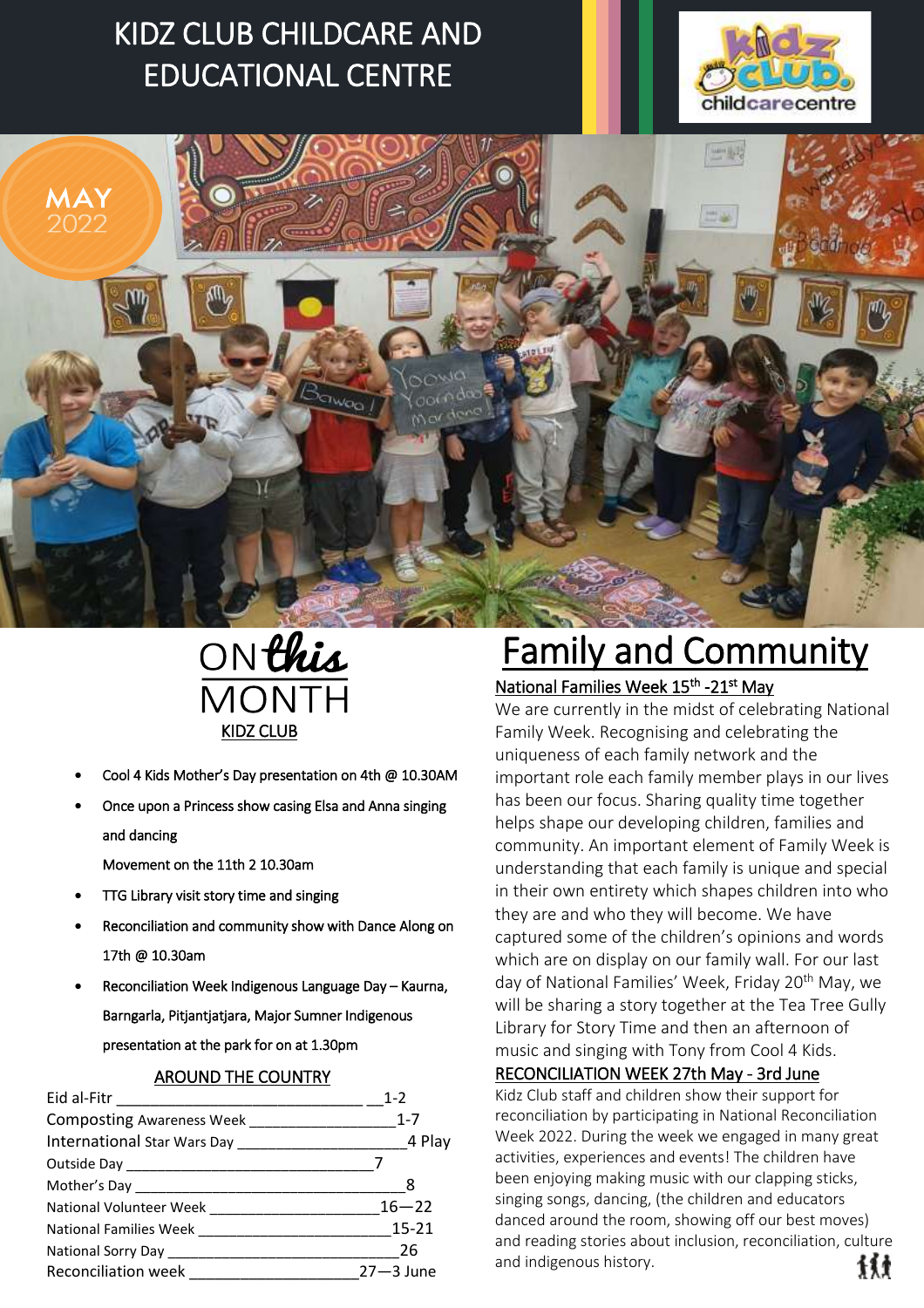# KIDZ CLUB CHILDCARE AND EDUCATIONAL CENTRE

MAY 2022

## ON *this* MONTH

KIDZ CLUB

- Cool 4 Kids Mother's Day presentation on 4th @ 10.30AM
- Once upon a Princess show casing Elsa and Anna singing and dancing

  Movement on the 11th 2 10.30am
- TTG Library visit story time and singing
- Reconciliation and community show with Dance Along on 17th @ 10.30am
- Reconciliation Week Indigenous Language Day – Kaurna, Barngarla, Pitjantjatjara, Major Sumner Indigenous presentation at the park for on at 1.30pm

### AROUND THE COUNTRY

| Event | Date |
|---|---|
| Eid al-Fitr | 1-2 |
| Composting Awareness Week | 1-7 |
| International Star Wars Day | 4 Play |
| Outside Day | 7 |
| Mother's Day | 8 |
| National Volunteer Week | 16—22 |
| National Families Week | 15-21 |
| National Sorry Day | 26 |
| Reconciliation week | 27—3 June |

# Family and Community

### National Families Week 15th -21st May

We are currently in the midst of celebrating National Family Week. Recognising and celebrating the uniqueness of each family network and the important role each family member plays in our lives has been our focus. Sharing quality time together helps shape our developing children, families and community. An important element of Family Week is understanding that each family is unique and special in their own entirety which shapes children into who they are and who they will become. We have captured some of the children's opinions and words which are on display on our family wall. For our last day of National Families' Week, Friday 20th May, we will be sharing a story together at the Tea Tree Gully Library for Story Time and then an afternoon of music and singing with Tony from Cool 4 Kids.

### RECONCILIATION WEEK 27th May - 3rd June

Kidz Club staff and children show their support for reconciliation by participating in National Reconciliation Week 2022. During the week we engaged in many great activities, experiences and events! The children have been enjoying making music with our clapping sticks, singing songs, dancing, (the children and educators danced around the room, showing off our best moves) and reading stories about inclusion, reconciliation, culture and indigenous history.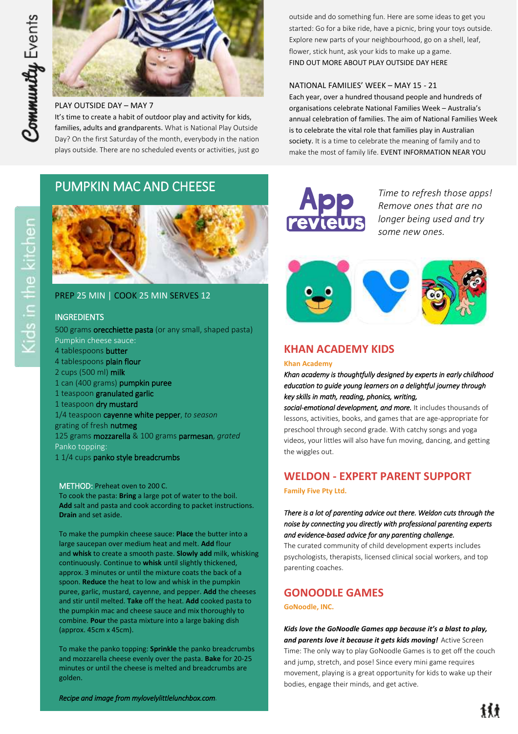# Community Events

## PLAY OUTSIDE DAY – MAY 7

It's time to create a habit of outdoor play and activity for kids, families, adults and grandparents. What is National Play Outside Day? On the first Saturday of the month, everybody in the nation plays outside. There are no scheduled events or activities, just go outside and do something fun. Here are some ideas to get you started: Go for a bike ride, have a picnic, bring your toys outside. Explore new parts of your neighbourhood, go on a shell, leaf, flower, stick hunt, ask your kids to make up a game.

FIND OUT MORE ABOUT PLAY OUTSIDE DAY HERE

## NATIONAL FAMILIES' WEEK – MAY 15 - 21

Each year, over a hundred thousand people and hundreds of organisations celebrate National Families Week – Australia's annual celebration of families. The aim of National Families Week is to celebrate the vital role that families play in Australian society. It is a time to celebrate the meaning of family and to make the most of family life. EVENT INFORMATION NEAR YOU

# Kids in the kitchen

## PUMPKIN MAC AND CHEESE

PREP 25 MIN | COOK 25 MIN SERVES 12

### INGREDIENTS

500 grams **orecchiette pasta** (or any small, shaped pasta)

Pumpkin cheese sauce:

- 4 tablespoons **butter**
- 4 tablespoons **plain flour**
- 2 cups (500 ml) **milk**
- 1 can (400 grams) **pumpkin puree**
- 1 teaspoon **granulated garlic**
- 1 teaspoon **dry mustard**
- 1/4 teaspoon **cayenne white pepper**, *to season*
- grating of fresh **nutmeg**
- 125 grams **mozzarella** & 100 grams **parmesan**, *grated*

Panko topping:

- 1 1/4 cups **panko style breadcrumbs**

**METHOD:** Preheat oven to 200 C.

To cook the pasta: **Bring** a large pot of water to the boil. **Add** salt and pasta and cook according to packet instructions. **Drain** and set aside.

To make the pumpkin cheese sauce: **Place** the butter into a large saucepan over medium heat and melt. **Add** flour and **whisk** to create a smooth paste. **Slowly add** milk, whisking continuously. Continue to **whisk** until slightly thickened, approx. 3 minutes or until the mixture coats the back of a spoon. **Reduce** the heat to low and whisk in the pumpkin puree, garlic, mustard, cayenne, and pepper. **Add** the cheeses and stir until melted. **Take** off the heat. **Add** cooked pasta to the pumpkin mac and cheese sauce and mix thoroughly to combine. **Pour** the pasta mixture into a large baking dish (approx. 45cm x 45cm).

To make the panko topping: **Sprinkle** the panko breadcrumbs and mozzarella cheese evenly over the pasta. **Bake** for 20-25 minutes or until the cheese is melted and breadcrumbs are golden.

*Recipe and image from mylovelylittlelunchbox.com.*

# App reviews

*Time to refresh those apps! Remove ones that are no longer being used and try some new ones.*

## KHAN ACADEMY KIDS

**Khan Academy**

***Khan academy is thoughtfully designed by experts in early childhood education to guide young learners on a delightful journey through key skills in math, reading, phonics, writing, social-emotional development, and more.*** It includes thousands of lessons, activities, books, and games that are age-appropriate for preschool through second grade. With catchy songs and yoga videos, your littles will also have fun moving, dancing, and getting the wiggles out.

## WELDON - EXPERT PARENT SUPPORT

**Family Five Pty Ltd.**

***There is a lot of parenting advice out there. Weldon cuts through the noise by connecting you directly with professional parenting experts and evidence-based advice for any parenting challenge.***

The curated community of child development experts includes psychologists, therapists, licensed clinical social workers, and top parenting coaches.

## GONOODLE GAMES

**GoNoodle, INC.**

***Kids love the GoNoodle Games app because it's a blast to play, and parents love it because it gets kids moving!*** Active Screen Time: The only way to play GoNoodle Games is to get off the couch and jump, stretch, and pose! Since every mini game requires movement, playing is a great opportunity for kids to wake up their bodies, engage their minds, and get active.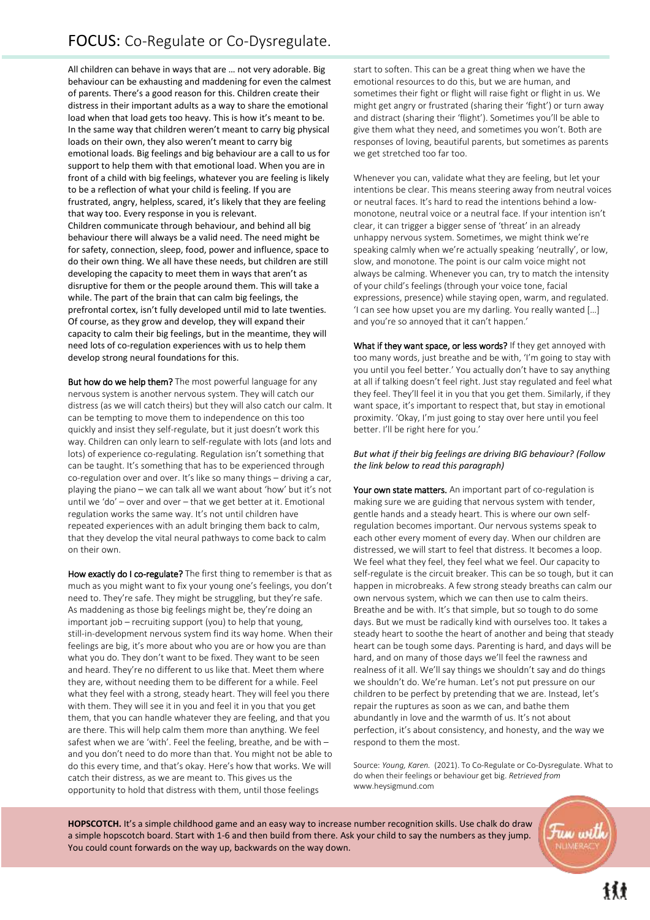# FOCUS: Co-Regulate or Co-Dysregulate.

All children can behave in ways that are … not very adorable. Big behaviour can be exhausting and maddening for even the calmest of parents. There's a good reason for this. Children create their distress in their important adults as a way to share the emotional load when that load gets too heavy. This is how it's meant to be. In the same way that children weren't meant to carry big physical loads on their own, they also weren't meant to carry big emotional loads. Big feelings and big behaviour are a call to us for support to help them with that emotional load. When you are in front of a child with big feelings, whatever you are feeling is likely to be a reflection of what your child is feeling. If you are frustrated, angry, helpless, scared, it's likely that they are feeling that way too. Every response in you is relevant.

Children communicate through behaviour, and behind all big behaviour there will always be a valid need. The need might be for safety, connection, sleep, food, power and influence, space to do their own thing. We all have these needs, but children are still developing the capacity to meet them in ways that aren't as disruptive for them or the people around them. This will take a while. The part of the brain that can calm big feelings, the prefrontal cortex, isn't fully developed until mid to late twenties. Of course, as they grow and develop, they will expand their capacity to calm their big feelings, but in the meantime, they will need lots of co-regulation experiences with us to help them develop strong neural foundations for this.

**But how do we help them?** The most powerful language for any nervous system is another nervous system. They will catch our distress (as we will catch theirs) but they will also catch our calm. It can be tempting to move them to independence on this too quickly and insist they self-regulate, but it just doesn't work this way. Children can only learn to self-regulate with lots (and lots and lots) of experience co-regulating. Regulation isn't something that can be taught. It's something that has to be experienced through co-regulation over and over. It's like so many things – driving a car, playing the piano – we can talk all we want about 'how' but it's not until we 'do' – over and over – that we get better at it. Emotional regulation works the same way. It's not until children have repeated experiences with an adult bringing them back to calm, that they develop the vital neural pathways to come back to calm on their own.

**How exactly do I co-regulate?** The first thing to remember is that as much as you might want to fix your young one's feelings, you don't need to. They're safe. They might be struggling, but they're safe. As maddening as those big feelings might be, they're doing an important job – recruiting support (you) to help that young, still-in-development nervous system find its way home. When their feelings are big, it's more about who you are or how you are than what you do. They don't want to be fixed. They want to be seen and heard. They're no different to us like that. Meet them where they are, without needing them to be different for a while. Feel what they feel with a strong, steady heart. They will feel you there with them. They will see it in you and feel it in you that you get them, that you can handle whatever they are feeling, and that you are there. This will help calm them more than anything. We feel safest when we are 'with'. Feel the feeling, breathe, and be with – and you don't need to do more than that. You might not be able to do this every time, and that's okay. Here's how that works. We will catch their distress, as we are meant to. This gives us the opportunity to hold that distress with them, until those feelings start to soften. This can be a great thing when we have the emotional resources to do this, but we are human, and sometimes their fight or flight will raise fight or flight in us. We might get angry or frustrated (sharing their 'fight') or turn away and distract (sharing their 'flight'). Sometimes you'll be able to give them what they need, and sometimes you won't. Both are responses of loving, beautiful parents, but sometimes as parents we get stretched too far too.

Whenever you can, validate what they are feeling, but let your intentions be clear. This means steering away from neutral voices or neutral faces. It's hard to read the intentions behind a low-monotone, neutral voice or a neutral face. If your intention isn't clear, it can trigger a bigger sense of 'threat' in an already unhappy nervous system. Sometimes, we might think we're speaking calmly when we're actually speaking 'neutrally', or low, slow, and monotone. The point is our calm voice might not always be calming. Whenever you can, try to match the intensity of your child's feelings (through your voice tone, facial expressions, presence) while staying open, warm, and regulated. 'I can see how upset you are my darling. You really wanted […] and you're so annoyed that it can't happen.'

**What if they want space, or less words?** If they get annoyed with too many words, just breathe and be with, 'I'm going to stay with you until you feel better.' You actually don't have to say anything at all if talking doesn't feel right. Just stay regulated and feel what they feel. They'll feel it in you that you get them. Similarly, if they want space, it's important to respect that, but stay in emotional proximity. 'Okay, I'm just going to stay over here until you feel better. I'll be right here for you.'

*But what if their big feelings are driving BIG behaviour? (Follow the link below to read this paragraph)*

**Your own state matters.** An important part of co-regulation is making sure we are guiding that nervous system with tender, gentle hands and a steady heart. This is where our own self-regulation becomes important. Our nervous systems speak to each other every moment of every day. When our children are distressed, we will start to feel that distress. It becomes a loop. We feel what they feel, they feel what we feel. Our capacity to self-regulate is the circuit breaker. This can be so tough, but it can happen in microbreaks. A few strong steady breaths can calm our own nervous system, which we can then use to calm theirs. Breathe and be with. It's that simple, but so tough to do some days. But we must be radically kind with ourselves too. It takes a steady heart to soothe the heart of another and being that steady heart can be tough some days. Parenting is hard, and days will be hard, and on many of those days we'll feel the rawness and realness of it all. We'll say things we shouldn't say and do things we shouldn't do. We're human. Let's not put pressure on our children to be perfect by pretending that we are. Instead, let's repair the ruptures as soon as we can, and bathe them abundantly in love and the warmth of us. It's not about perfection, it's about consistency, and honesty, and the way we respond to them the most.

Source: *Young, Karen.* (2021). To Co-Regulate or Co-Dysregulate. What to do when their feelings or behaviour get big. *Retrieved from* www.heysigmund.com

**HOPSCOTCH.** It's a simple childhood game and an easy way to increase number recognition skills. Use chalk do draw a simple hopscotch board. Start with 1-6 and then build from there. Ask your child to say the numbers as they jump. You could count forwards on the way up, backwards on the way down.

Fun with NUMERACY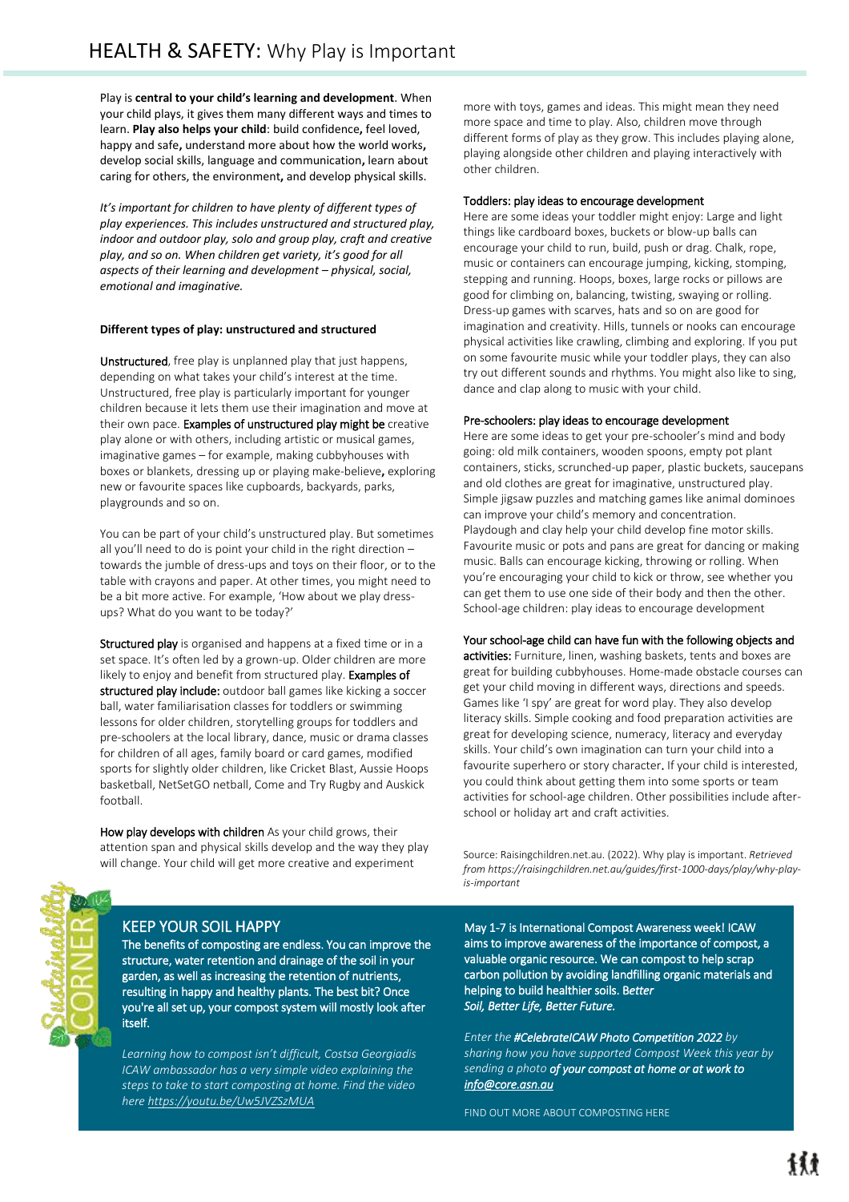# HEALTH & SAFETY: Why Play is Important

Play is **central to your child's learning and development**. When your child plays, it gives them many different ways and times to learn. **Play also helps your child**: build confidence**,** feel loved, happy and safe**,** understand more about how the world works**,** develop social skills, language and communication**,** learn about caring for others, the environment**,** and develop physical skills.

*It's important for children to have plenty of different types of play experiences. This includes unstructured and structured play, indoor and outdoor play, solo and group play, craft and creative play, and so on. When children get variety, it's good for all aspects of their learning and development – physical, social, emotional and imaginative.*

**Different types of play: unstructured and structured**

Unstructured, free play is unplanned play that just happens, depending on what takes your child's interest at the time. Unstructured, free play is particularly important for younger children because it lets them use their imagination and move at their own pace. Examples of unstructured play might be creative play alone or with others, including artistic or musical games, imaginative games – for example, making cubbyhouses with boxes or blankets, dressing up or playing make-believe**,** exploring new or favourite spaces like cupboards, backyards, parks, playgrounds and so on.

You can be part of your child's unstructured play. But sometimes all you'll need to do is point your child in the right direction – towards the jumble of dress-ups and toys on their floor, or to the table with crayons and paper. At other times, you might need to be a bit more active. For example, 'How about we play dress-ups? What do you want to be today?'

Structured play is organised and happens at a fixed time or in a set space. It's often led by a grown-up. Older children are more likely to enjoy and benefit from structured play. Examples of structured play include: outdoor ball games like kicking a soccer ball, water familiarisation classes for toddlers or swimming lessons for older children, storytelling groups for toddlers and pre-schoolers at the local library, dance, music or drama classes for children of all ages, family board or card games, modified sports for slightly older children, like Cricket Blast, Aussie Hoops basketball, NetSetGO netball, Come and Try Rugby and Auskick football.

How play develops with children As your child grows, their attention span and physical skills develop and the way they play will change. Your child will get more creative and experiment more with toys, games and ideas. This might mean they need more space and time to play. Also, children move through different forms of play as they grow. This includes playing alone, playing alongside other children and playing interactively with other children.

Toddlers: play ideas to encourage development
Here are some ideas your toddler might enjoy: Large and light things like cardboard boxes, buckets or blow-up balls can encourage your child to run, build, push or drag. Chalk, rope, music or containers can encourage jumping, kicking, stomping, stepping and running. Hoops, boxes, large rocks or pillows are good for climbing on, balancing, twisting, swaying or rolling. Dress-up games with scarves, hats and so on are good for imagination and creativity. Hills, tunnels or nooks can encourage physical activities like crawling, climbing and exploring. If you put on some favourite music while your toddler plays, they can also try out different sounds and rhythms. You might also like to sing, dance and clap along to music with your child.

Pre-schoolers: play ideas to encourage development
Here are some ideas to get your pre-schooler's mind and body going: old milk containers, wooden spoons, empty pot plant containers, sticks, scrunched-up paper, plastic buckets, saucepans and old clothes are great for imaginative, unstructured play. Simple jigsaw puzzles and matching games like animal dominoes can improve your child's memory and concentration. Playdough and clay help your child develop fine motor skills. Favourite music or pots and pans are great for dancing or making music. Balls can encourage kicking, throwing or rolling. When you're encouraging your child to kick or throw, see whether you can get them to use one side of their body and then the other. School-age children: play ideas to encourage development

Your school-age child can have fun with the following objects and activities: Furniture, linen, washing baskets, tents and boxes are great for building cubbyhouses. Home-made obstacle courses can get your child moving in different ways, directions and speeds. Games like 'I spy' are great for word play. They also develop literacy skills. Simple cooking and food preparation activities are great for developing science, numeracy, literacy and everyday skills. Your child's own imagination can turn your child into a favourite superhero or story character. If your child is interested, you could think about getting them into some sports or team activities for school-age children. Other possibilities include after-school or holiday art and craft activities.

Source: Raisingchildren.net.au. (2022). Why play is important. *Retrieved from https://raisingchildren.net.au/guides/first-1000-days/play/why-play-is-important*

## KEEP YOUR SOIL HAPPY

The benefits of composting are endless. You can improve the structure, water retention and drainage of the soil in your garden, as well as increasing the retention of nutrients, resulting in happy and healthy plants. The best bit? Once you're all set up, your compost system will mostly look after itself.

*Learning how to compost isn't difficult, Costsa Georgiadis ICAW ambassador has a very simple video explaining the steps to take to start composting at home. Find the video here https://youtu.be/Uw5JVZSzMUA*

May 1-7 is International Compost Awareness week! ICAW aims to improve awareness of the importance of compost, a valuable organic resource. We can compost to help scrap carbon pollution by avoiding landfilling organic materials and helping to build healthier soils. *Better Soil, Better Life, Better Future.*

*Enter the #CelebrateICAW Photo Competition 2022 by sharing how you have supported Compost Week this year by sending a photo of your compost at home or at work to info@core.asn.au*

FIND OUT MORE ABOUT COMPOSTING HERE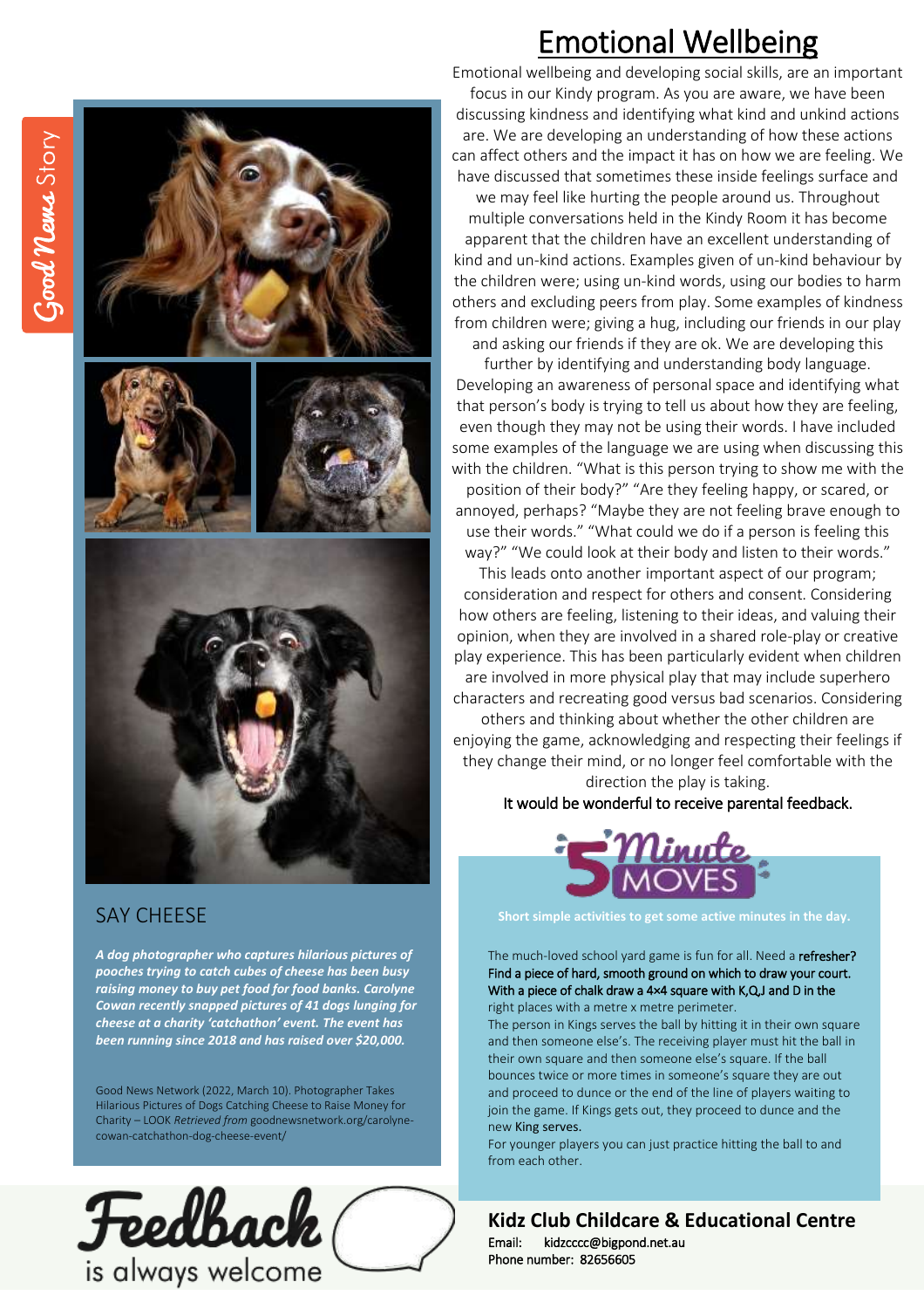# Emotional Wellbeing

Emotional wellbeing and developing social skills, are an important focus in our Kindy program. As you are aware, we have been discussing kindness and identifying what kind and unkind actions are. We are developing an understanding of how these actions can affect others and the impact it has on how we are feeling. We have discussed that sometimes these inside feelings surface and we may feel like hurting the people around us. Throughout multiple conversations held in the Kindy Room it has become apparent that the children have an excellent understanding of kind and un-kind actions. Examples given of un-kind behaviour by the children were; using un-kind words, using our bodies to harm others and excluding peers from play. Some examples of kindness from children were; giving a hug, including our friends in our play and asking our friends if they are ok. We are developing this further by identifying and understanding body language. Developing an awareness of personal space and identifying what that person's body is trying to tell us about how they are feeling, even though they may not be using their words. I have included some examples of the language we are using when discussing this with the children. "What is this person trying to show me with the position of their body?" "Are they feeling happy, or scared, or annoyed, perhaps? "Maybe they are not feeling brave enough to use their words." "What could we do if a person is feeling this way?" "We could look at their body and listen to their words." This leads onto another important aspect of our program; consideration and respect for others and consent. Considering how others are feeling, listening to their ideas, and valuing their opinion, when they are involved in a shared role-play or creative play experience. This has been particularly evident when children are involved in more physical play that may include superhero characters and recreating good versus bad scenarios. Considering others and thinking about whether the other children are enjoying the game, acknowledging and respecting their feelings if they change their mind, or no longer feel comfortable with the direction the play is taking.

It would be wonderful to receive parental feedback.

## Good News Story

### SAY CHEESE

***A dog photographer who captures hilarious pictures of pooches trying to catch cubes of cheese has been busy raising money to buy pet food for food banks. Carolyne Cowan recently snapped pictures of 41 dogs lunging for cheese at a charity 'catchathon' event. The event has been running since 2018 and has raised over $20,000.***

Good News Network (2022, March 10). Photographer Takes Hilarious Pictures of Dogs Catching Cheese to Raise Money for Charity – LOOK *Retrieved from* goodnewsnetwork.org/carolyne-cowan-catchathon-dog-cheese-event/

## 5 Minute MOVES

Short simple activities to get some active minutes in the day.

The much-loved school yard game is fun for all. Need a refresher? Find a piece of hard, smooth ground on which to draw your court. With a piece of chalk draw a 4×4 square with K,Q,J and D in the right places with a metre x metre perimeter.

The person in Kings serves the ball by hitting it in their own square and then someone else's. The receiving player must hit the ball in their own square and then someone else's square. If the ball bounces twice or more times in someone's square they are out and proceed to dunce or the end of the line of players waiting to join the game. If Kings gets out, they proceed to dunce and the new King serves.

For younger players you can just practice hitting the ball to and from each other.

**Feedback** is always welcome

**Kidz Club Childcare & Educational Centre**

Email: kidzcccc@bigpond.net.au

Phone number: 82656605